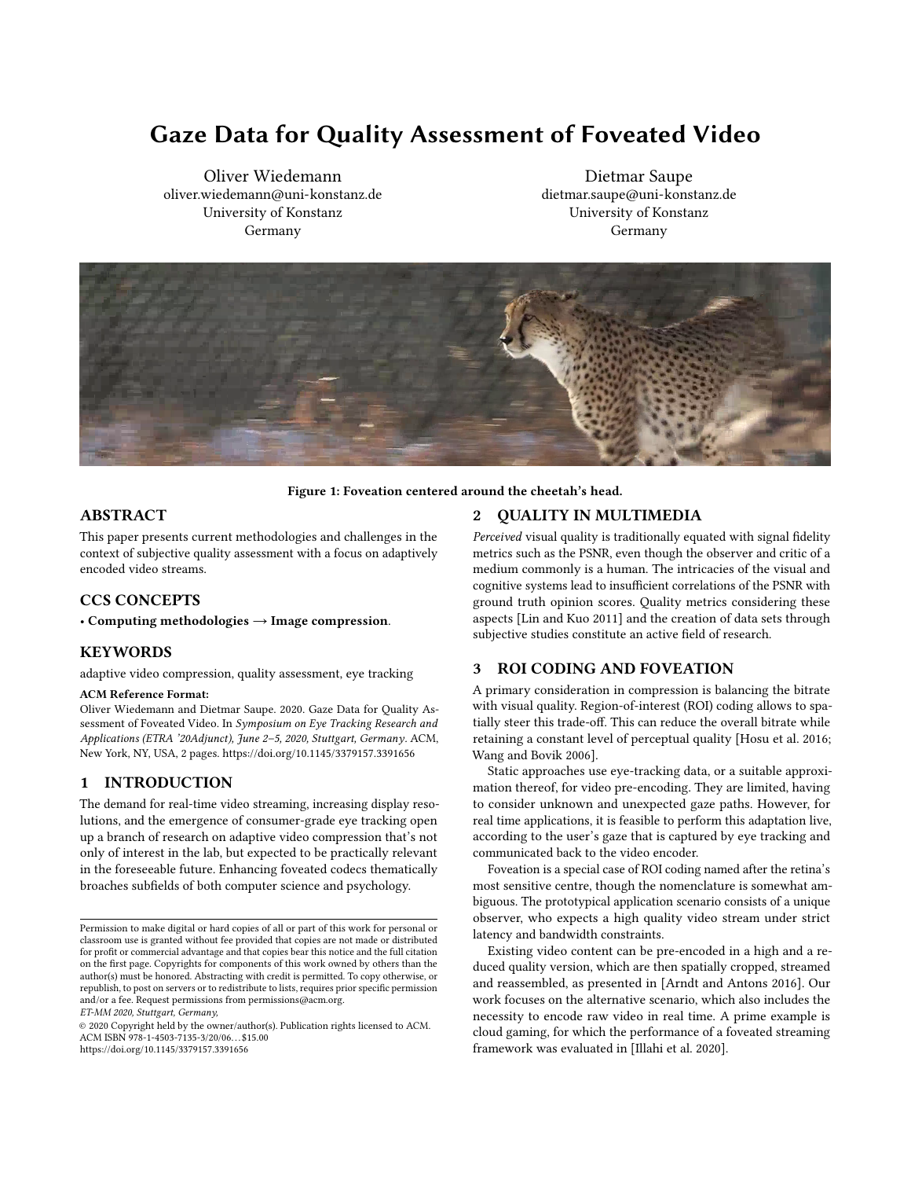# Gaze Data for Quality Assessment of Foveated Video

Oliver Wiedemann
oliver.wiedemann@uni-konstanz.de
University of Konstanz
Germany

Dietmar Saupe
dietmar.saupe@uni-konstanz.de
University of Konstanz
Germany

**Figure 1: Foveation centered around the cheetah's head.**

## ABSTRACT

This paper presents current methodologies and challenges in the context of subjective quality assessment with a focus on adaptively encoded video streams.

## CCS CONCEPTS

• **Computing methodologies → Image compression**.

## KEYWORDS

adaptive video compression, quality assessment, eye tracking

**ACM Reference Format:**
Oliver Wiedemann and Dietmar Saupe. 2020. Gaze Data for Quality Assessment of Foveated Video. In *Symposium on Eye Tracking Research and Applications (ETRA '20Adjunct), June 2–5, 2020, Stuttgart, Germany*. ACM, New York, NY, USA, 2 pages. https://doi.org/10.1145/3379157.3391656

## 1 INTRODUCTION

The demand for real-time video streaming, increasing display resolutions, and the emergence of consumer-grade eye tracking open up a branch of research on adaptive video compression that's not only of interest in the lab, but expected to be practically relevant in the foreseeable future. Enhancing foveated codecs thematically broaches subfields of both computer science and psychology.

## 2 QUALITY IN MULTIMEDIA

*Perceived* visual quality is traditionally equated with signal fidelity metrics such as the PSNR, even though the observer and critic of a medium commonly is a human. The intricacies of the visual and cognitive systems lead to insufficient correlations of the PSNR with ground truth opinion scores. Quality metrics considering these aspects [Lin and Kuo 2011] and the creation of data sets through subjective studies constitute an active field of research.

## 3 ROI CODING AND FOVEATION

A primary consideration in compression is balancing the bitrate with visual quality. Region-of-interest (ROI) coding allows to spatially steer this trade-off. This can reduce the overall bitrate while retaining a constant level of perceptual quality [Hosu et al. 2016; Wang and Bovik 2006].

Static approaches use eye-tracking data, or a suitable approximation thereof, for video pre-encoding. They are limited, having to consider unknown and unexpected gaze paths. However, for real time applications, it is feasible to perform this adaptation live, according to the user's gaze that is captured by eye tracking and communicated back to the video encoder.

Foveation is a special case of ROI coding named after the retina's most sensitive centre, though the nomenclature is somewhat ambiguous. The prototypical application scenario consists of a unique observer, who expects a high quality video stream under strict latency and bandwidth constraints.

Existing video content can be pre-encoded in a high and a reduced quality version, which are then spatially cropped, streamed and reassembled, as presented in [Arndt and Antons 2016]. Our work focuses on the alternative scenario, which also includes the necessity to encode raw video in real time. A prime example is cloud gaming, for which the performance of a foveated streaming framework was evaluated in [Illahi et al. 2020].

Permission to make digital or hard copies of all or part of this work for personal or classroom use is granted without fee provided that copies are not made or distributed for profit or commercial advantage and that copies bear this notice and the full citation on the first page. Copyrights for components of this work owned by others than the author(s) must be honored. Abstracting with credit is permitted. To copy otherwise, or republish, to post on servers or to redistribute to lists, requires prior specific permission and/or a fee. Request permissions from permissions@acm.org.
*ET-MM 2020, Stuttgart, Germany,*
© 2020 Copyright held by the owner/author(s). Publication rights licensed to ACM.
ACM ISBN 978-1-4503-7135-3/20/06…$15.00
https://doi.org/10.1145/3379157.3391656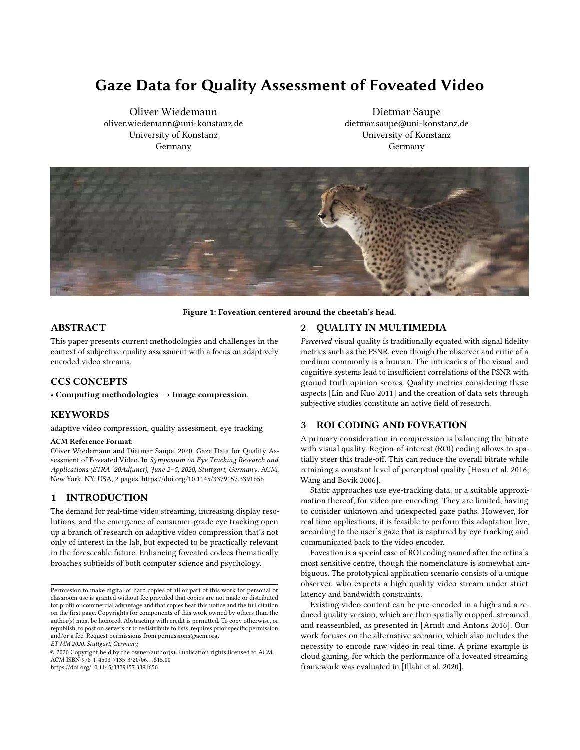# Gaze Data for Quality Assessment of Foveated Video

Oliver Wiedemann
oliver.wiedemann@uni-konstanz.de
University of Konstanz
Germany

Dietmar Saupe
dietmar.saupe@uni-konstanz.de
University of Konstanz
Germany

**Figure 1: Foveation centered around the cheetah's head.**

## ABSTRACT

This paper presents current methodologies and challenges in the context of subjective quality assessment with a focus on adaptively encoded video streams.

## CCS CONCEPTS

• **Computing methodologies → Image compression**.

## KEYWORDS

adaptive video compression, quality assessment, eye tracking

**ACM Reference Format:**
Oliver Wiedemann and Dietmar Saupe. 2020. Gaze Data for Quality Assessment of Foveated Video. In *Symposium on Eye Tracking Research and Applications (ETRA '20Adjunct), June 2–5, 2020, Stuttgart, Germany*. ACM, New York, NY, USA, 2 pages. https://doi.org/10.1145/3379157.3391656

## 1 INTRODUCTION

The demand for real-time video streaming, increasing display resolutions, and the emergence of consumer-grade eye tracking open up a branch of research on adaptive video compression that's not only of interest in the lab, but expected to be practically relevant in the foreseeable future. Enhancing foveated codecs thematically broaches subfields of both computer science and psychology.

## 2 QUALITY IN MULTIMEDIA

*Perceived* visual quality is traditionally equated with signal fidelity metrics such as the PSNR, even though the observer and critic of a medium commonly is a human. The intricacies of the visual and cognitive systems lead to insufficient correlations of the PSNR with ground truth opinion scores. Quality metrics considering these aspects [Lin and Kuo 2011] and the creation of data sets through subjective studies constitute an active field of research.

## 3 ROI CODING AND FOVEATION

A primary consideration in compression is balancing the bitrate with visual quality. Region-of-interest (ROI) coding allows to spatially steer this trade-off. This can reduce the overall bitrate while retaining a constant level of perceptual quality [Hosu et al. 2016; Wang and Bovik 2006].

Static approaches use eye-tracking data, or a suitable approximation thereof, for video pre-encoding. They are limited, having to consider unknown and unexpected gaze paths. However, for real time applications, it is feasible to perform this adaptation live, according to the user's gaze that is captured by eye tracking and communicated back to the video encoder.

Foveation is a special case of ROI coding named after the retina's most sensitive centre, though the nomenclature is somewhat ambiguous. The prototypical application scenario consists of a unique observer, who expects a high quality video stream under strict latency and bandwidth constraints.

Existing video content can be pre-encoded in a high and a reduced quality version, which are then spatially cropped, streamed and reassembled, as presented in [Arndt and Antons 2016]. Our work focuses on the alternative scenario, which also includes the necessity to encode raw video in real time. A prime example is cloud gaming, for which the performance of a foveated streaming framework was evaluated in [Illahi et al. 2020].

Permission to make digital or hard copies of all or part of this work for personal or classroom use is granted without fee provided that copies are not made or distributed for profit or commercial advantage and that copies bear this notice and the full citation on the first page. Copyrights for components of this work owned by others than the author(s) must be honored. Abstracting with credit is permitted. To copy otherwise, or republish, to post on servers or to redistribute to lists, requires prior specific permission and/or a fee. Request permissions from permissions@acm.org.
*ET-MM 2020, Stuttgart, Germany,*
© 2020 Copyright held by the owner/author(s). Publication rights licensed to ACM.
ACM ISBN 978-1-4503-7135-3/20/06…$15.00
https://doi.org/10.1145/3379157.3391656